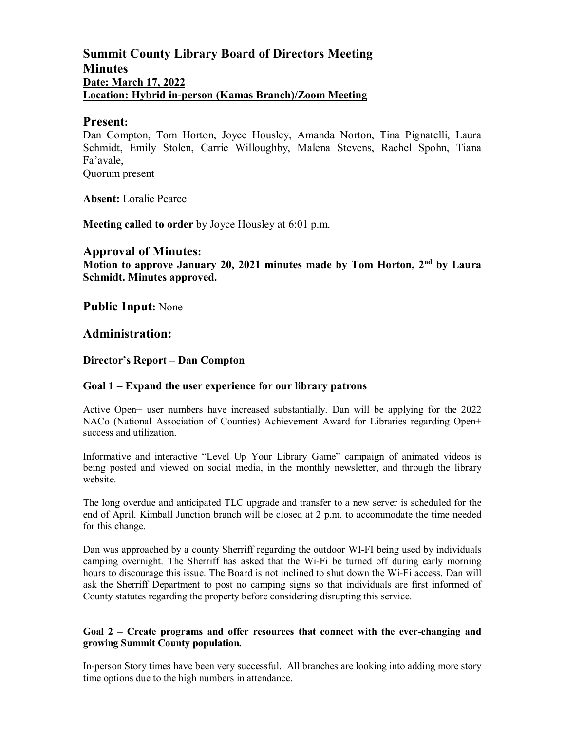# Summit County Library Board of Directors Meeting
# Minutes

**Date: March 17, 2022**

**Location: Hybrid in-person (Kamas Branch)/Zoom Meeting**

## Present:

Dan Compton, Tom Horton, Joyce Housley, Amanda Norton, Tina Pignatelli, Laura Schmidt, Emily Stolen, Carrie Willoughby, Malena Stevens, Rachel Spohn, Tiana Fa'avale,
Quorum present

**Absent:** Loralie Pearce

**Meeting called to order** by Joyce Housley at 6:01 p.m.

## Approval of Minutes:

**Motion to approve January 20, 2021 minutes made by Tom Horton, 2nd by Laura Schmidt. Minutes approved.**

## Public Input: None

## Administration:

### Director's Report – Dan Compton

### Goal 1 – Expand the user experience for our library patrons

Active Open+ user numbers have increased substantially. Dan will be applying for the 2022 NACo (National Association of Counties) Achievement Award for Libraries regarding Open+ success and utilization.

Informative and interactive "Level Up Your Library Game" campaign of animated videos is being posted and viewed on social media, in the monthly newsletter, and through the library website.

The long overdue and anticipated TLC upgrade and transfer to a new server is scheduled for the end of April. Kimball Junction branch will be closed at 2 p.m. to accommodate the time needed for this change.

Dan was approached by a county Sherriff regarding the outdoor WI-FI being used by individuals camping overnight. The Sherriff has asked that the Wi-Fi be turned off during early morning hours to discourage this issue. The Board is not inclined to shut down the Wi-Fi access. Dan will ask the Sherriff Department to post no camping signs so that individuals are first informed of County statutes regarding the property before considering disrupting this service.

### Goal 2 – Create programs and offer resources that connect with the ever-changing and growing Summit County population.

In-person Story times have been very successful. All branches are looking into adding more story time options due to the high numbers in attendance.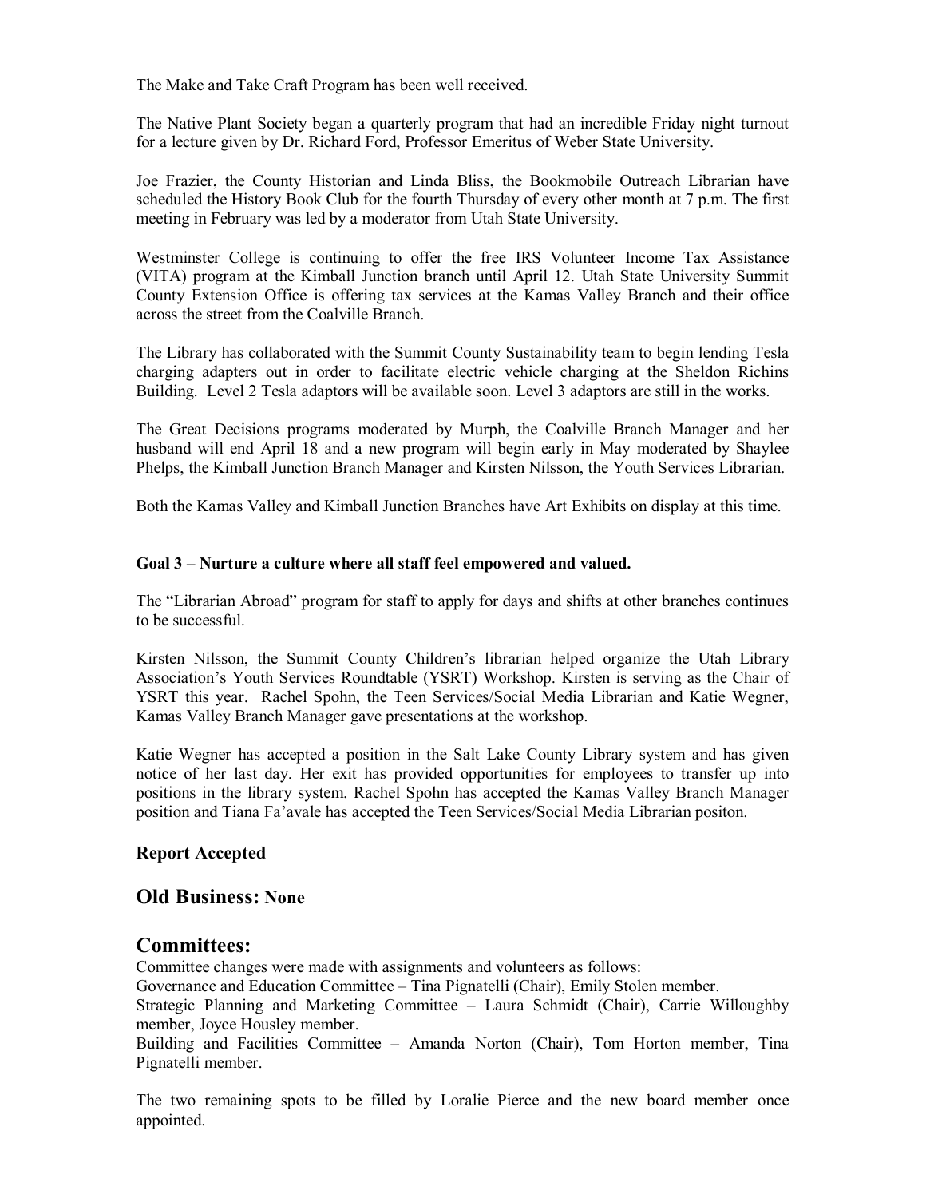The Make and Take Craft Program has been well received.

The Native Plant Society began a quarterly program that had an incredible Friday night turnout for a lecture given by Dr. Richard Ford, Professor Emeritus of Weber State University.

Joe Frazier, the County Historian and Linda Bliss, the Bookmobile Outreach Librarian have scheduled the History Book Club for the fourth Thursday of every other month at 7 p.m. The first meeting in February was led by a moderator from Utah State University.

Westminster College is continuing to offer the free IRS Volunteer Income Tax Assistance (VITA) program at the Kimball Junction branch until April 12. Utah State University Summit County Extension Office is offering tax services at the Kamas Valley Branch and their office across the street from the Coalville Branch.

The Library has collaborated with the Summit County Sustainability team to begin lending Tesla charging adapters out in order to facilitate electric vehicle charging at the Sheldon Richins Building. Level 2 Tesla adaptors will be available soon. Level 3 adaptors are still in the works.

The Great Decisions programs moderated by Murph, the Coalville Branch Manager and her husband will end April 18 and a new program will begin early in May moderated by Shaylee Phelps, the Kimball Junction Branch Manager and Kirsten Nilsson, the Youth Services Librarian.

Both the Kamas Valley and Kimball Junction Branches have Art Exhibits on display at this time.

**Goal 3 – Nurture a culture where all staff feel empowered and valued.**

The "Librarian Abroad" program for staff to apply for days and shifts at other branches continues to be successful.

Kirsten Nilsson, the Summit County Children's librarian helped organize the Utah Library Association's Youth Services Roundtable (YSRT) Workshop. Kirsten is serving as the Chair of YSRT this year. Rachel Spohn, the Teen Services/Social Media Librarian and Katie Wegner, Kamas Valley Branch Manager gave presentations at the workshop.

Katie Wegner has accepted a position in the Salt Lake County Library system and has given notice of her last day. Her exit has provided opportunities for employees to transfer up into positions in the library system. Rachel Spohn has accepted the Kamas Valley Branch Manager position and Tiana Fa'avale has accepted the Teen Services/Social Media Librarian positon.

### Report Accepted

## Old Business: None

## Committees:

Committee changes were made with assignments and volunteers as follows:
Governance and Education Committee – Tina Pignatelli (Chair), Emily Stolen member.
Strategic Planning and Marketing Committee – Laura Schmidt (Chair), Carrie Willoughby member, Joyce Housley member.
Building and Facilities Committee – Amanda Norton (Chair), Tom Horton member, Tina Pignatelli member.

The two remaining spots to be filled by Loralie Pierce and the new board member once appointed.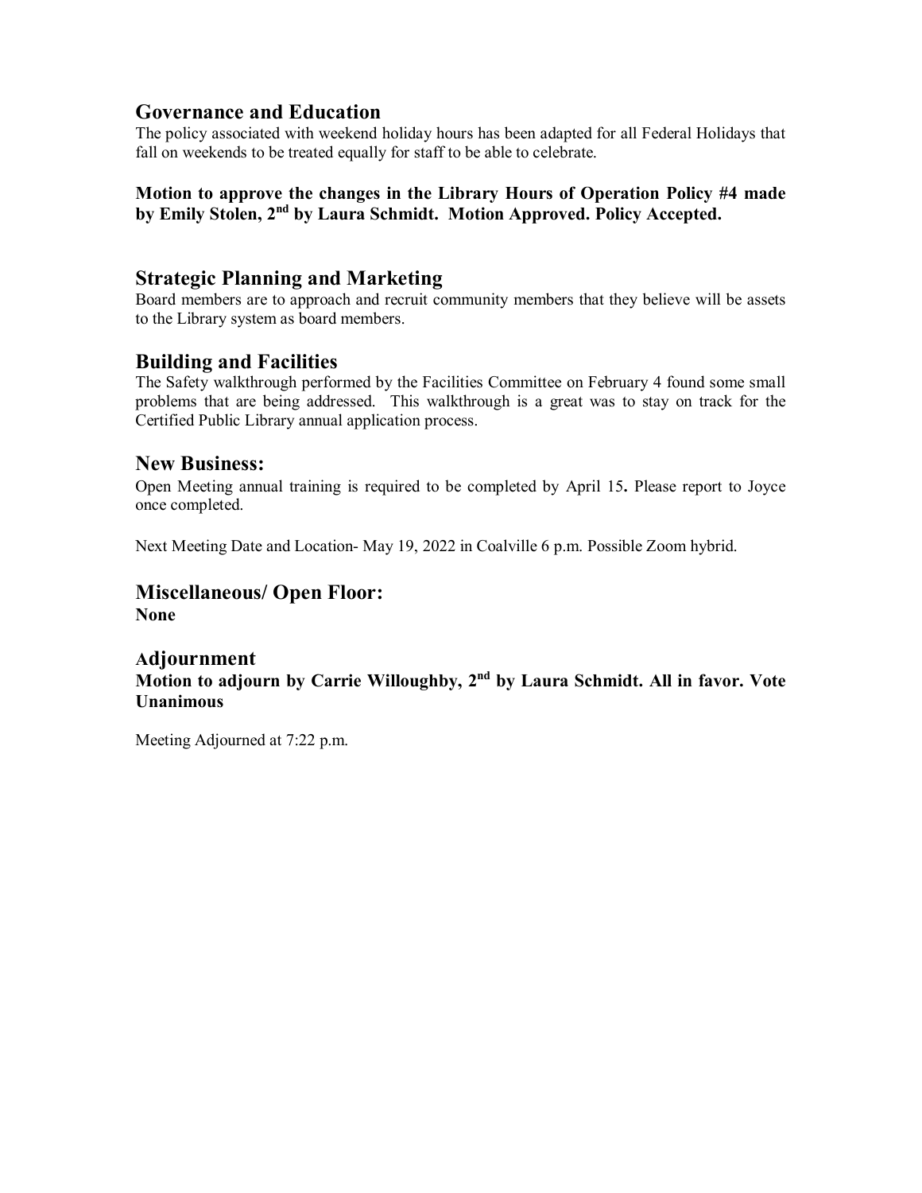## Governance and Education

The policy associated with weekend holiday hours has been adapted for all Federal Holidays that fall on weekends to be treated equally for staff to be able to celebrate.

**Motion to approve the changes in the Library Hours of Operation Policy #4 made by Emily Stolen, 2nd by Laura Schmidt. Motion Approved. Policy Accepted.**

## Strategic Planning and Marketing

Board members are to approach and recruit community members that they believe will be assets to the Library system as board members.

## Building and Facilities

The Safety walkthrough performed by the Facilities Committee on February 4 found some small problems that are being addressed. This walkthrough is a great was to stay on track for the Certified Public Library annual application process.

## New Business:

Open Meeting annual training is required to be completed by April 15**.** Please report to Joyce once completed.

Next Meeting Date and Location- May 19, 2022 in Coalville 6 p.m. Possible Zoom hybrid.

## Miscellaneous/ Open Floor:

**None**

## Adjournment

**Motion to adjourn by Carrie Willoughby, 2nd by Laura Schmidt. All in favor. Vote Unanimous**

Meeting Adjourned at 7:22 p.m.